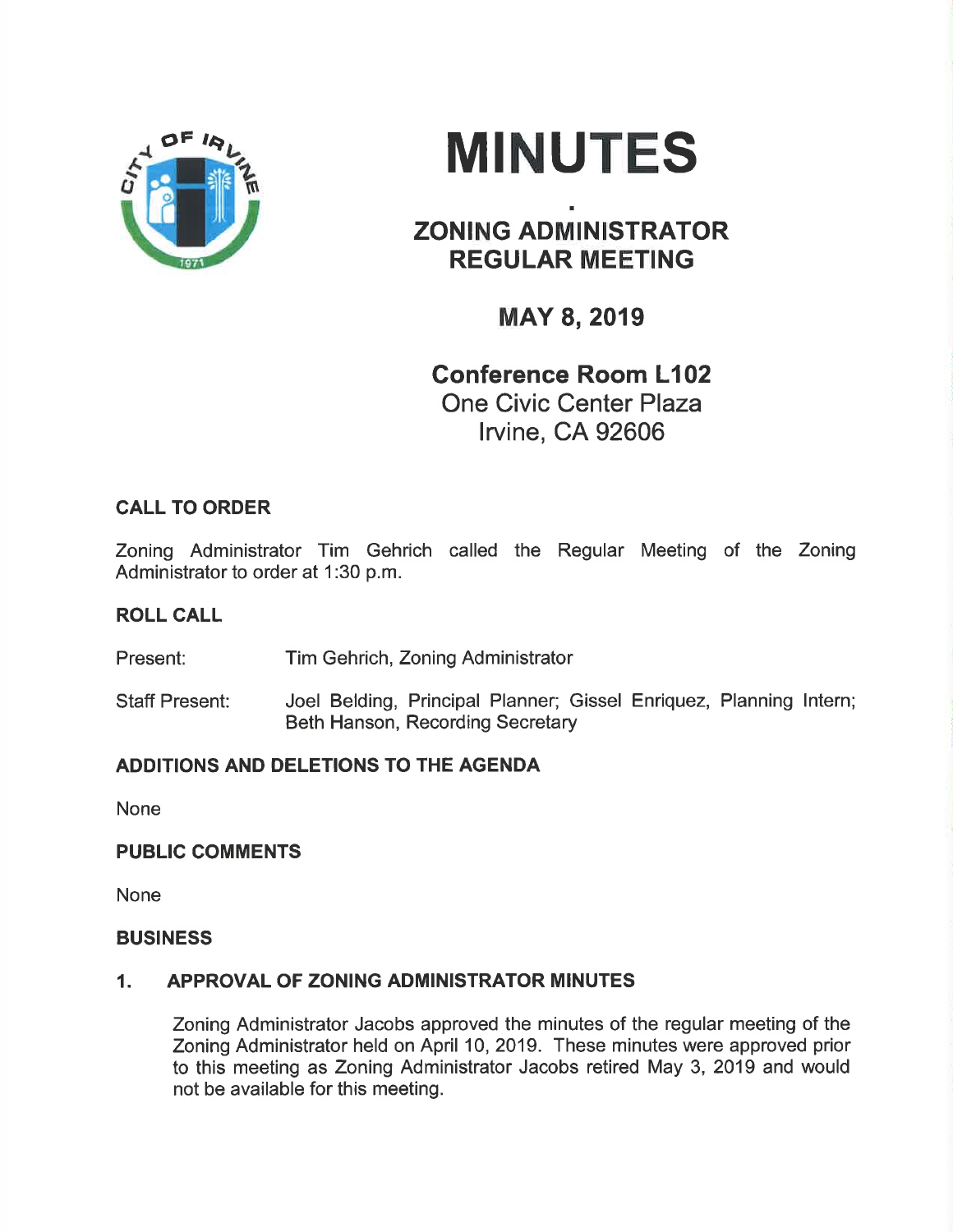# MINUTES

## ZONING ADMINISTRATOR REGULAR MEETING

### MAY 8, 2019

**Conference Room L102**
One Civic Center Plaza
Irvine, CA 92606

## CALL TO ORDER

Zoning Administrator Tim Gehrich called the Regular Meeting of the Zoning Administrator to order at 1:30 p.m.

## ROLL CALL

Present: Tim Gehrich, Zoning Administrator

Staff Present: Joel Belding, Principal Planner; Gissel Enriquez, Planning Intern; Beth Hanson, Recording Secretary

## ADDITIONS AND DELETIONS TO THE AGENDA

None

## PUBLIC COMMENTS

None

## BUSINESS

### 1. APPROVAL OF ZONING ADMINISTRATOR MINUTES

Zoning Administrator Jacobs approved the minutes of the regular meeting of the Zoning Administrator held on April 10, 2019. These minutes were approved prior to this meeting as Zoning Administrator Jacobs retired May 3, 2019 and would not be available for this meeting.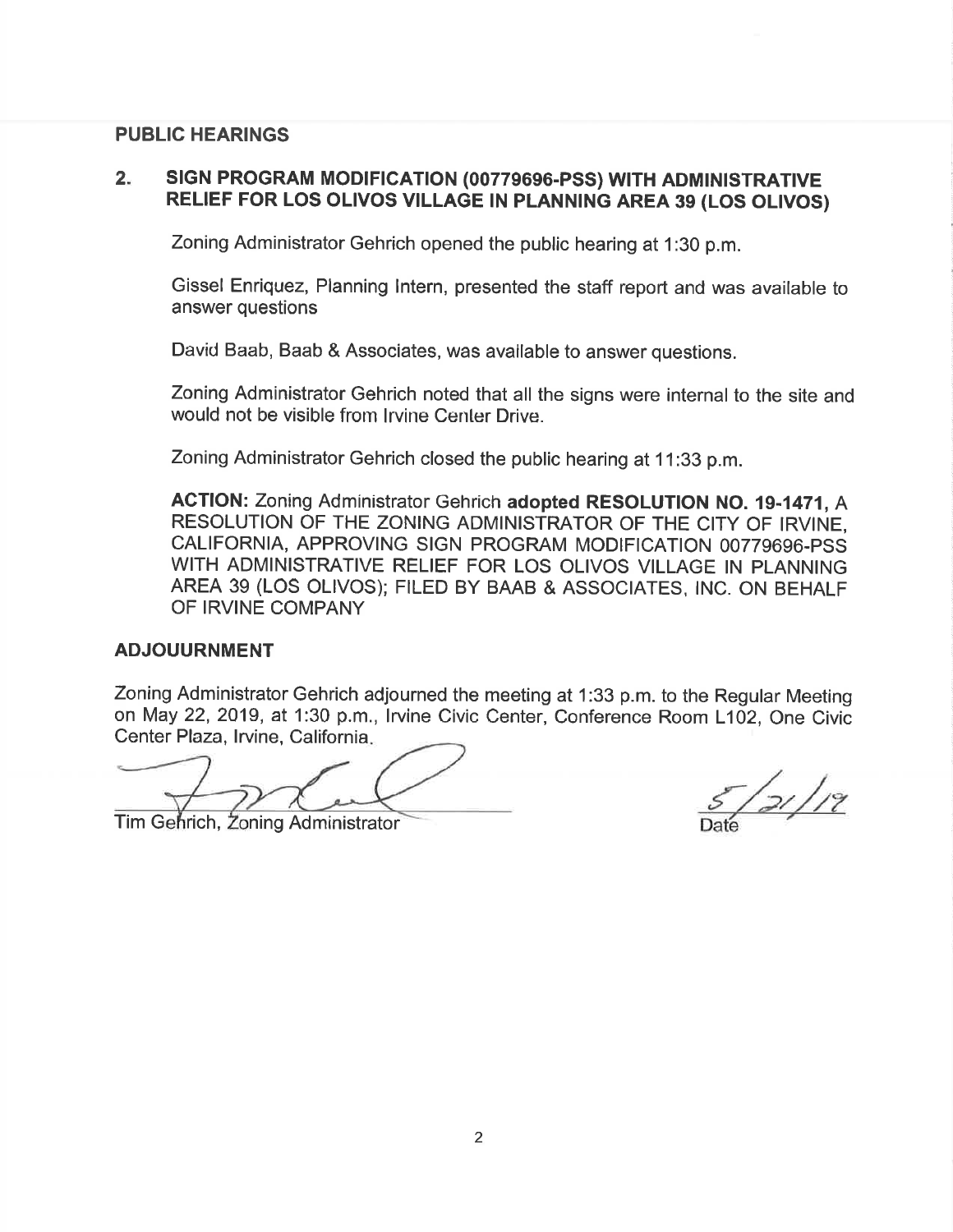## PUBLIC HEARINGS

### 2. SIGN PROGRAM MODIFICATION (00779696-PSS) WITH ADMINISTRATIVE RELIEF FOR LOS OLIVOS VILLAGE IN PLANNING AREA 39 (LOS OLIVOS)

Zoning Administrator Gehrich opened the public hearing at 1:30 p.m.

Gissel Enriquez, Planning Intern, presented the staff report and was available to answer questions

David Baab, Baab & Associates, was available to answer questions.

Zoning Administrator Gehrich noted that all the signs were internal to the site and would not be visible from Irvine Center Drive.

Zoning Administrator Gehrich closed the public hearing at 11:33 p.m.

**ACTION:** Zoning Administrator Gehrich **adopted RESOLUTION NO. 19-1471,** A RESOLUTION OF THE ZONING ADMINISTRATOR OF THE CITY OF IRVINE, CALIFORNIA, APPROVING SIGN PROGRAM MODIFICATION 00779696-PSS WITH ADMINISTRATIVE RELIEF FOR LOS OLIVOS VILLAGE IN PLANNING AREA 39 (LOS OLIVOS); FILED BY BAAB & ASSOCIATES, INC. ON BEHALF OF IRVINE COMPANY

## ADJOUURNMENT

Zoning Administrator Gehrich adjourned the meeting at 1:33 p.m. to the Regular Meeting on May 22, 2019, at 1:30 p.m., Irvine Civic Center, Conference Room L102, One Civic Center Plaza, Irvine, California.

Tim Gehrich, Zoning Administrator

5/21/19
Date